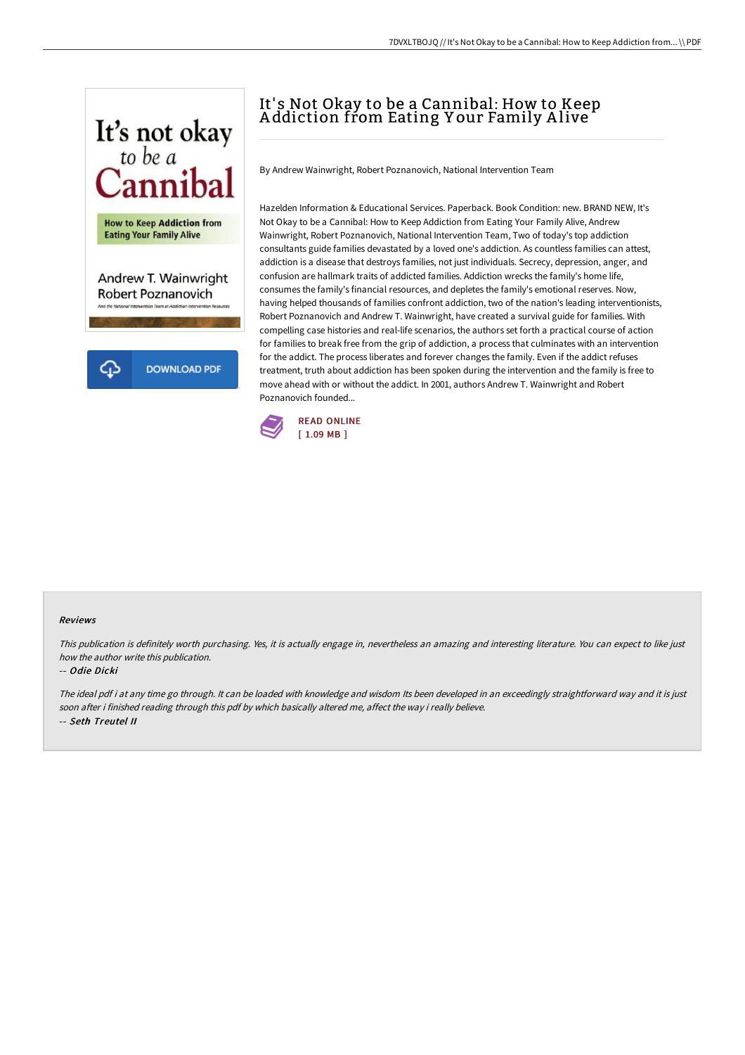# It's Not Okay to be a Cannibal: How to Keep Addiction from Eating Your Family Alive

By Andrew Wainwright, Robert Poznanovich, National Intervention Team

Hazelden Information & Educational Services. Paperback. Book Condition: new. BRAND NEW, It's Not Okay to be a Cannibal: How to Keep Addiction from Eating Your Family Alive, Andrew Wainwright, Robert Poznanovich, National Intervention Team, Two of today's top addiction consultants guide families devastated by a loved one's addiction. As countless families can attest, addiction is a disease that destroys families, not just individuals. Secrecy, depression, anger, and confusion are hallmark traits of addicted families. Addiction wrecks the family's home life, consumes the family's financial resources, and depletes the family's emotional reserves. Now, having helped thousands of families confront addiction, two of the nation's leading interventionists, Robert Poznanovich and Andrew T. Wainwright, have created a survival guide for families. With compelling case histories and real-life scenarios, the authors set forth a practical course of action for families to break free from the grip of addiction, a process that culminates with an intervention for the addict. The process liberates and forever changes the family. Even if the addict refuses treatment, truth about addiction has been spoken during the intervention and the family is free to move ahead with or without the addict. In 2001, authors Andrew T. Wainwright and Robert Poznanovich founded...

READ ONLINE
[ 1.09 MB ]

DOWNLOAD PDF

### Reviews

*This publication is definitely worth purchasing. Yes, it is actually engage in, nevertheless an amazing and interesting literature. You can expect to like just how the author write this publication.*

-- *Odie Dicki*

*The ideal pdf i at any time go through. It can be loaded with knowledge and wisdom Its been developed in an exceedingly straightforward way and it is just soon after i finished reading through this pdf by which basically altered me, affect the way i really believe.*

-- *Seth Treutel II*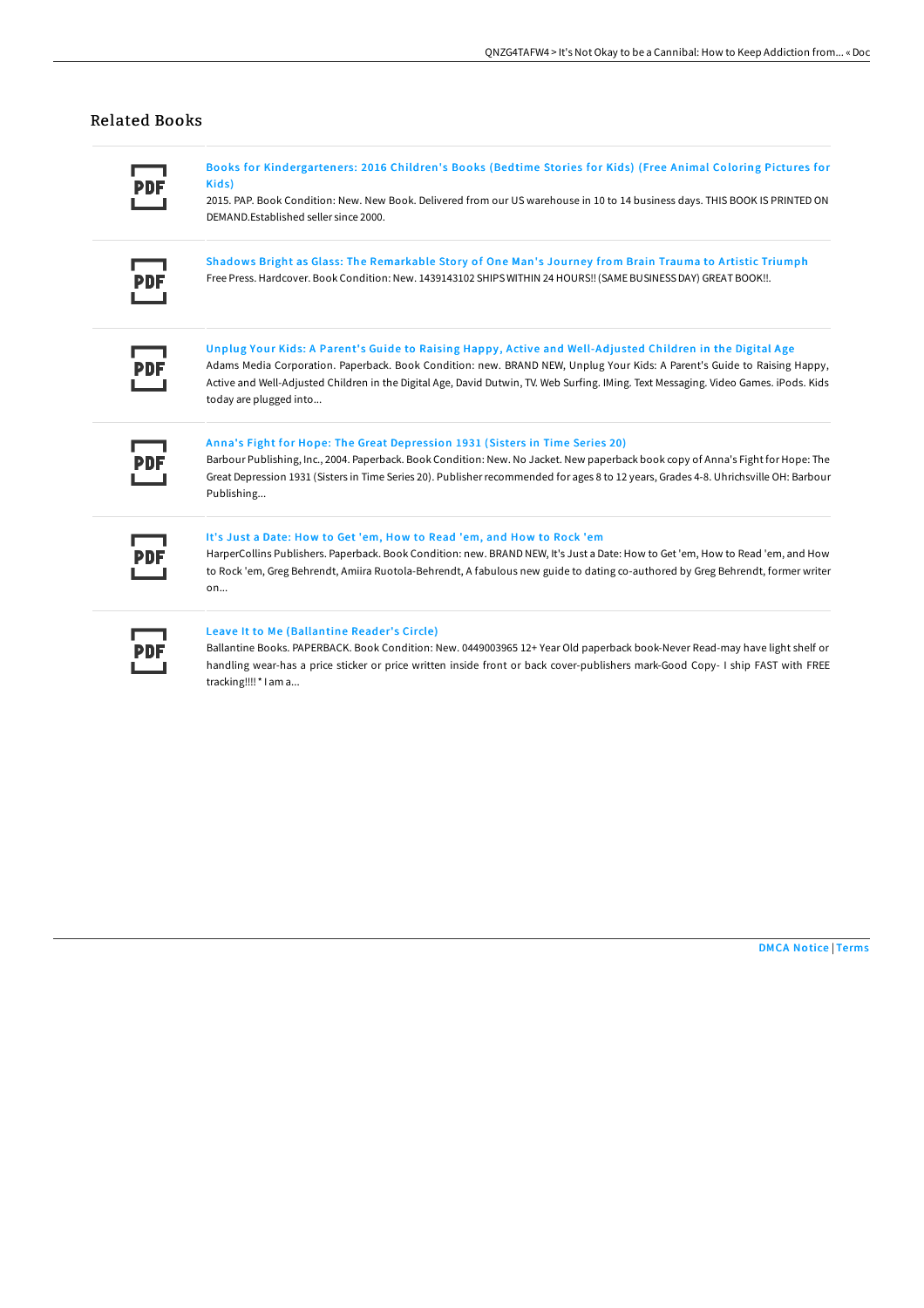## Related Books

Books for Kindergarteners: 2016 Children's Books (Bedtime Stories for Kids) (Free Animal Coloring Pictures for Kids)

2015. PAP. Book Condition: New. New Book. Delivered from our US warehouse in 10 to 14 business days. THIS BOOK IS PRINTED ON DEMAND.Established seller since 2000.

Shadows Bright as Glass: The Remarkable Story of One Man's Journey from Brain Trauma to Artistic Triumph

Free Press. Hardcover. Book Condition: New. 1439143102 SHIPS WITHIN 24 HOURS!! (SAME BUSINESS DAY) GREAT BOOK!!.

Unplug Your Kids: A Parent's Guide to Raising Happy, Active and Well-Adjusted Children in the Digital Age

Adams Media Corporation. Paperback. Book Condition: new. BRAND NEW, Unplug Your Kids: A Parent's Guide to Raising Happy, Active and Well-Adjusted Children in the Digital Age, David Dutwin, TV. Web Surfing. IMing. Text Messaging. Video Games. iPods. Kids today are plugged into...

Anna's Fight for Hope: The Great Depression 1931 (Sisters in Time Series 20)

Barbour Publishing, Inc., 2004. Paperback. Book Condition: New. No Jacket. New paperback book copy of Anna's Fight for Hope: The Great Depression 1931 (Sisters in Time Series 20). Publisher recommended for ages 8 to 12 years, Grades 4-8. Uhrichsville OH: Barbour Publishing...

It's Just a Date: How to Get 'em, How to Read 'em, and How to Rock 'em

HarperCollins Publishers. Paperback. Book Condition: new. BRAND NEW, It's Just a Date: How to Get 'em, How to Read 'em, and How to Rock 'em, Greg Behrendt, Amiira Ruotola-Behrendt, A fabulous new guide to dating co-authored by Greg Behrendt, former writer on...

Leave It to Me (Ballantine Reader's Circle)

Ballantine Books. PAPERBACK. Book Condition: New. 0449003965 12+ Year Old paperback book-Never Read-may have light shelf or handling wear-has a price sticker or price written inside front or back cover-publishers mark-Good Copy- I ship FAST with FREE tracking!!!! * I am a...

DMCA Notice | Terms